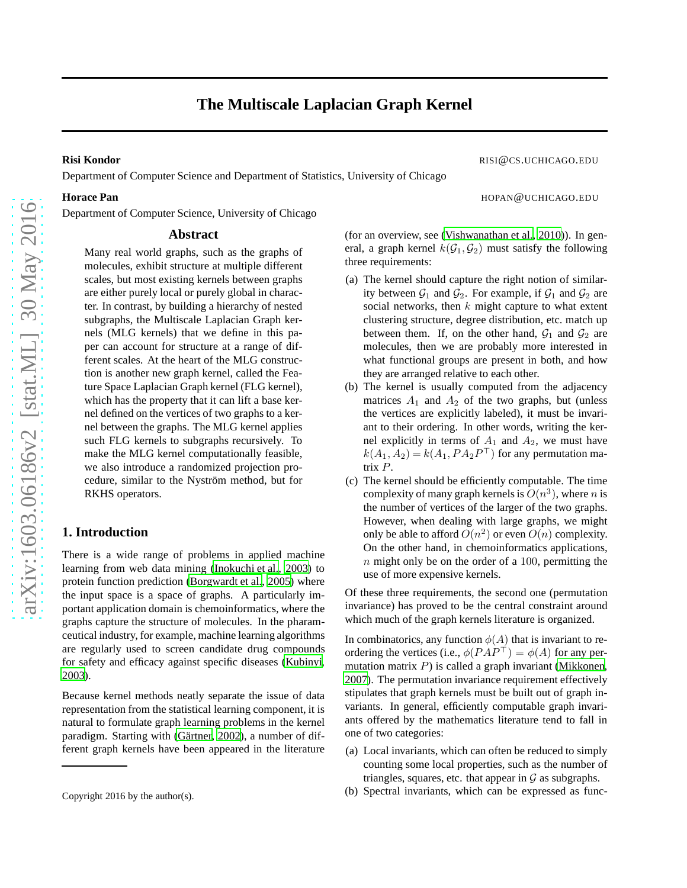# The Multiscale Laplacian Graph Kernel

**Risi Kondor** RISI@CS.UCHICAGO.EDU
Department of Computer Science and Department of Statistics, University of Chicago

**Horace Pan** HOPAN@UCHICAGO.EDU
Department of Computer Science, University of Chicago

## Abstract

Many real world graphs, such as the graphs of molecules, exhibit structure at multiple different scales, but most existing kernels between graphs are either purely local or purely global in character. In contrast, by building a hierarchy of nested subgraphs, the Multiscale Laplacian Graph kernels (MLG kernels) that we define in this paper can account for structure at a range of different scales. At the heart of the MLG construction is another new graph kernel, called the Feature Space Laplacian Graph kernel (FLG kernel), which has the property that it can lift a base kernel defined on the vertices of two graphs to a kernel between the graphs. The MLG kernel applies such FLG kernels to subgraphs recursively. To make the MLG kernel computationally feasible, we also introduce a randomized projection procedure, similar to the Nyström method, but for RKHS operators.

## 1. Introduction

There is a wide range of problems in applied machine learning from web data mining (Inokuchi et al., 2003) to protein function prediction (Borgwardt et al., 2005) where the input space is a space of graphs. A particularly important application domain is chemoinformatics, where the graphs capture the structure of molecules. In the pharmaceutical industry, for example, machine learning algorithms are regularly used to screen candidate drug compounds for safety and efficacy against specific diseases (Kubinyi, 2003).

Because kernel methods neatly separate the issue of data representation from the statistical learning component, it is natural to formulate graph learning problems in the kernel paradigm. Starting with (Gärtner, 2002), a number of different graph kernels have been appeared in the literature (for an overview, see (Vishwanathan et al., 2010)). In general, a graph kernel $k(\mathcal{G}_1, \mathcal{G}_2)$ must satisfy the following three requirements:

(a) The kernel should capture the right notion of similarity between $\mathcal{G}_1$ and $\mathcal{G}_2$. For example, if $\mathcal{G}_1$ and $\mathcal{G}_2$ are social networks, then $k$ might capture to what extent clustering structure, degree distribution, etc. match up between them. If, on the other hand, $\mathcal{G}_1$ and $\mathcal{G}_2$ are molecules, then we are probably more interested in what functional groups are present in both, and how they are arranged relative to each other.

(b) The kernel is usually computed from the adjacency matrices $A_1$ and $A_2$ of the two graphs, but (unless the vertices are explicitly labeled), it must be invariant to their ordering. In other words, writing the kernel explicitly in terms of $A_1$ and $A_2$, we must have $k(A_1, A_2) = k(A_1, PA_2P^\top)$ for any permutation matrix $P$.

(c) The kernel should be efficiently computable. The time complexity of many graph kernels is $O(n^3)$, where $n$ is the number of vertices of the larger of the two graphs. However, when dealing with large graphs, we might only be able to afford $O(n^2)$ or even $O(n)$ complexity. On the other hand, in chemoinformatics applications, $n$ might only be on the order of a 100, permitting the use of more expensive kernels.

Of these three requirements, the second one (permutation invariance) has proved to be the central constraint around which much of the graph kernels literature is organized.

In combinatorics, any function $\phi(A)$ that is invariant to reordering the vertices (i.e., $\phi(PAP^\top) = \phi(A)$ for any permutation matrix $P$) is called a graph invariant (Mikkonen, 2007). The permutation invariance requirement effectively stipulates that graph kernels must be built out of graph invariants. In general, efficiently computable graph invariants offered by the mathematics literature tend to fall in one of two categories:

(a) Local invariants, which can often be reduced to simply counting some local properties, such as the number of triangles, squares, etc. that appear in $\mathcal{G}$ as subgraphs.

(b) Spectral invariants, which can be expressed as func-

Copyright 2016 by the author(s).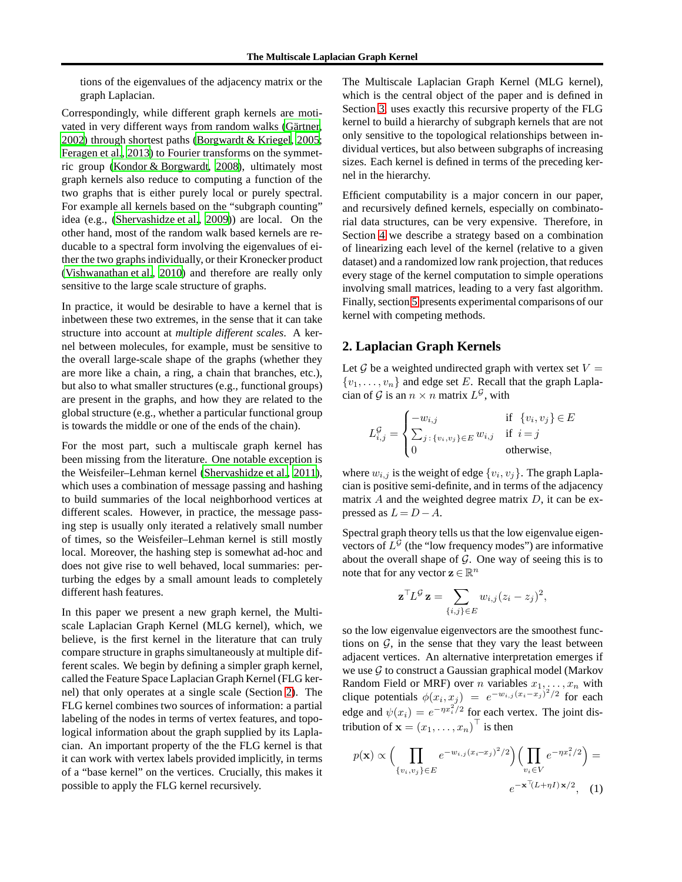tions of the eigenvalues of the adjacency matrix or the graph Laplacian.

Correspondingly, while different graph kernels are motivated in very different ways from random walks (Gärtner, 2002) through shortest paths (Borgwardt & Kriegel, 2005; Feragen et al., 2013) to Fourier transforms on the symmetric group (Kondor & Borgwardt, 2008), ultimately most graph kernels also reduce to computing a function of the two graphs that is either purely local or purely spectral. For example all kernels based on the "subgraph counting" idea (e.g., (Shervashidze et al., 2009)) are local. On the other hand, most of the random walk based kernels are reducable to a spectral form involving the eigenvalues of either the two graphs individually, or their Kronecker product (Vishwanathan et al., 2010) and therefore are really only sensitive to the large scale structure of graphs.

In practice, it would be desirable to have a kernel that is inbetween these two extremes, in the sense that it can take structure into account at *multiple different scales*. A kernel between molecules, for example, must be sensitive to the overall large-scale shape of the graphs (whether they are more like a chain, a ring, a chain that branches, etc.), but also to what smaller structures (e.g., functional groups) are present in the graphs, and how they are related to the global structure (e.g., whether a particular functional group is towards the middle or one of the ends of the chain).

For the most part, such a multiscale graph kernel has been missing from the literature. One notable exception is the Weisfeiler–Lehman kernel (Shervashidze et al., 2011), which uses a combination of message passing and hashing to build summaries of the local neighborhood vertices at different scales. However, in practice, the message passing step is usually only iterated a relatively small number of times, so the Weisfeiler–Lehman kernel is still mostly local. Moreover, the hashing step is somewhat ad-hoc and does not give rise to well behaved, local summaries: perturbing the edges by a small amount leads to completely different hash features.

In this paper we present a new graph kernel, the Multiscale Laplacian Graph Kernel (MLG kernel), which, we believe, is the first kernel in the literature that can truly compare structure in graphs simultaneously at multiple different scales. We begin by defining a simpler graph kernel, called the Feature Space Laplacian Graph Kernel (FLG kernel) that only operates at a single scale (Section 2). The FLG kernel combines two sources of information: a partial labeling of the nodes in terms of vertex features, and topological information about the graph supplied by its Laplacian. An important property of the the FLG kernel is that it can work with vertex labels provided implicitly, in terms of a "base kernel" on the vertices. Crucially, this makes it possible to apply the FLG kernel recursively.

The Multiscale Laplacian Graph Kernel (MLG kernel), which is the central object of the paper and is defined in Section 3, uses exactly this recursive property of the FLG kernel to build a hierarchy of subgraph kernels that are not only sensitive to the topological relationships between individual vertices, but also between subgraphs of increasing sizes. Each kernel is defined in terms of the preceding kernel in the hierarchy.

Efficient computability is a major concern in our paper, and recursively defined kernels, especially on combinatorial data structures, can be very expensive. Therefore, in Section 4 we describe a strategy based on a combination of linearizing each level of the kernel (relative to a given dataset) and a randomized low rank projection, that reduces every stage of the kernel computation to simple operations involving small matrices, leading to a very fast algorithm. Finally, section 5 presents experimental comparisons of our kernel with competing methods.

## 2. Laplacian Graph Kernels

Let $\mathcal{G}$ be a weighted undirected graph with vertex set $V = \{v_1, \ldots, v_n\}$ and edge set $E$. Recall that the graph Laplacian of $\mathcal{G}$ is an $n \times n$ matrix $L^{\mathcal{G}}$, with

$$L^{\mathcal{G}}_{i,j} = \begin{cases} -w_{i,j} & \text{if } \{v_i, v_j\} \in E \\ \sum_{j \,:\, \{v_i, v_j\} \in E} w_{i,j} & \text{if } i = j \\ 0 & \text{otherwise}, \end{cases}$$

where $w_{i,j}$ is the weight of edge $\{v_i, v_j\}$. The graph Laplacian is positive semi-definite, and in terms of the adjacency matrix $A$ and the weighted degree matrix $D$, it can be expressed as $L = D - A$.

Spectral graph theory tells us that the low eigenvalue eigenvectors of $L^{\mathcal{G}}$ (the "low frequency modes") are informative about the overall shape of $\mathcal{G}$. One way of seeing this is to note that for any vector $\mathbf{z} \in \mathbb{R}^n$

$$\mathbf{z}^\top L^{\mathcal{G}} \mathbf{z} = \sum_{\{i,j\} \in E} w_{i,j} (z_i - z_j)^2,$$

so the low eigenvalue eigenvectors are the smoothest functions on $\mathcal{G}$, in the sense that they vary the least between adjacent vertices. An alternative interpretation emerges if we use $\mathcal{G}$ to construct a Gaussian graphical model (Markov Random Field or MRF) over $n$ variables $x_1, \ldots, x_n$ with clique potentials $\phi(x_i, x_j) = e^{-w_{i,j}(x_i - x_j)^2/2}$ for each edge and $\psi(x_i) = e^{-\eta x_i^2/2}$ for each vertex. The joint distribution of $\mathbf{x} = (x_1, \ldots, x_n)^\top$ is then

$$p(\mathbf{x}) \propto \Big( \prod_{\{v_i, v_j\} \in E} e^{-w_{i,j}(x_i - x_j)^2/2} \Big) \Big( \prod_{v_i \in V} e^{-\eta x_i^2/2} \Big) = e^{-\mathbf{x}^\top (L + \eta I)\, \mathbf{x}/2}, \quad (1)$$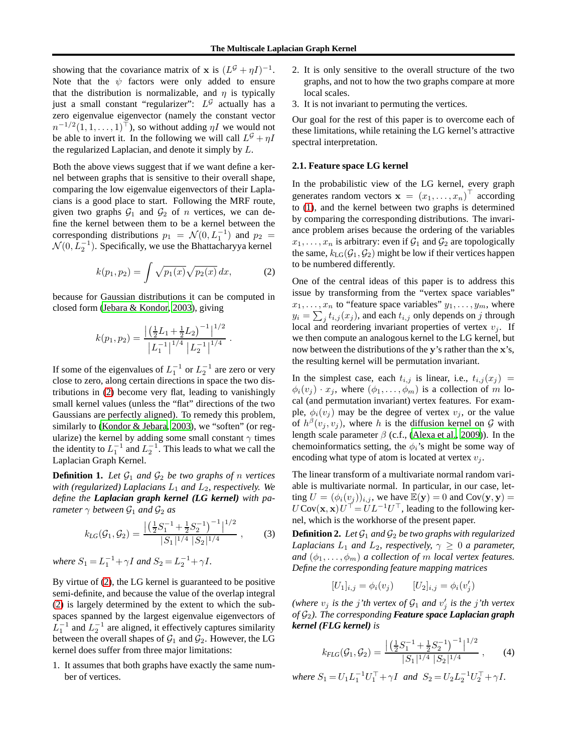showing that the covariance matrix of $\mathbf{x}$ is $(L^{\mathcal{G}} + \eta I)^{-1}$. Note that the $\psi$ factors were only added to ensure that the distribution is normalizable, and $\eta$ is typically just a small constant "regularizer": $L^{\mathcal{G}}$ actually has a zero eigenvalue eigenvector (namely the constant vector $n^{-1/2}(1, 1, \ldots, 1)^{\top}$), so without adding $\eta I$ we would not be able to invert it. In the following we will call $L^{\mathcal{G}} + \eta I$ the regularized Laplacian, and denote it simply by $L$.

Both the above views suggest that if we want define a kernel between graphs that is sensitive to their overall shape, comparing the low eigenvalue eigenvectors of their Laplacians is a good place to start. Following the MRF route, given two graphs $\mathcal{G}_1$ and $\mathcal{G}_2$ of $n$ vertices, we can define the kernel between them to be a kernel between the corresponding distributions $p_1 = \mathcal{N}(0, L_1^{-1})$ and $p_2 = \mathcal{N}(0, L_2^{-1})$. Specifically, we use the Bhattacharyya kernel

$$k(p_1, p_2) = \int \sqrt{p_1(x)} \sqrt{p_2(x)} \, dx, \tag{2}$$

because for Gaussian distributions it can be computed in closed form (Jebara & Kondor, 2003), giving

$$k(p_1, p_2) = \frac{\left| \left(\frac{1}{2}L_1 + \frac{1}{2}L_2\right)^{-1} \right|^{1/2}}{\left| L_1^{-1} \right|^{1/4} \left| L_2^{-1} \right|^{1/4}} .$$

If some of the eigenvalues of $L_1^{-1}$ or $L_2^{-1}$ are zero or very close to zero, along certain directions in space the two distributions in (2) become very flat, leading to vanishingly small kernel values (unless the "flat" directions of the two Gaussians are perfectly aligned). To remedy this problem, similarly to (Kondor & Jebara, 2003), we "soften" (or regularize) the kernel by adding some small constant $\gamma$ times the identity to $L_1^{-1}$ and $L_2^{-1}$. This leads to what we call the Laplacian Graph Kernel.

**Definition 1.** *Let $\mathcal{G}_1$ and $\mathcal{G}_2$ be two graphs of $n$ vertices with (regularized) Laplacians $L_1$ and $L_2$, respectively. We define the **Laplacian graph kernel (LG kernel)** with parameter $\gamma$ between $\mathcal{G}_1$ and $\mathcal{G}_2$ as*

$$k_{LG}(\mathcal{G}_1, \mathcal{G}_2) = \frac{\left| \left(\frac{1}{2}S_1^{-1} + \frac{1}{2}S_2^{-1}\right)^{-1} \right|^{1/2}}{|S_1|^{1/4} \, |S_2|^{1/4}} , \tag{3}$$

*where $S_1 = L_1^{-1} + \gamma I$ and $S_2 = L_2^{-1} + \gamma I$.*

By virtue of (2), the LG kernel is guaranteed to be positive semi-definite, and because the value of the overlap integral (2) is largely determined by the extent to which the subspaces spanned by the largest eigenvalue eigenvectors of $L_1^{-1}$ and $L_2^{-1}$ are aligned, it effectively captures similarity between the overall shapes of $\mathcal{G}_1$ and $\mathcal{G}_2$. However, the LG kernel does suffer from three major limitations:

1. It assumes that both graphs have exactly the same number of vertices.
2. It is only sensitive to the overall structure of the two graphs, and not to how the two graphs compare at more local scales.
3. It is not invariant to permuting the vertices.

Our goal for the rest of this paper is to overcome each of these limitations, while retaining the LG kernel's attractive spectral interpretation.

### 2.1. Feature space LG kernel

In the probabilistic view of the LG kernel, every graph generates random vectors $\mathbf{x} = (x_1, \ldots, x_n)^{\top}$ according to (1), and the kernel between two graphs is determined by comparing the corresponding distributions. The invariance problem arises because the ordering of the variables $x_1, \ldots, x_n$ is arbitrary: even if $\mathcal{G}_1$ and $\mathcal{G}_2$ are topologically the same, $k_{\mathrm{LG}}(\mathcal{G}_1, \mathcal{G}_2)$ might be low if their vertices happen to be numbered differently.

One of the central ideas of this paper is to address this issue by transforming from the "vertex space variables" $x_1, \ldots, x_n$ to "feature space variables" $y_1, \ldots, y_m$, where $y_i = \sum_j t_{i,j}(x_j)$, and each $t_{i,j}$ only depends on $j$ through local and reordering invariant properties of vertex $v_j$. If we then compute an analogous kernel to the LG kernel, but now between the distributions of the $\mathbf{y}$'s rather than the $\mathbf{x}$'s, the resulting kernel will be permutation invariant.

In the simplest case, each $t_{i,j}$ is linear, i.e., $t_{i,j}(x_j) = \phi_i(v_j) \cdot x_j$, where $(\phi_1, \ldots, \phi_m)$ is a collection of $m$ local (and permutation invariant) vertex features. For example, $\phi_i(v_j)$ may be the degree of vertex $v_j$, or the value of $h^{\beta}(v_j, v_j)$, where $h$ is the diffusion kernel on $\mathcal{G}$ with length scale parameter $\beta$ (c.f., (Alexa et al., 2009)). In the chemoinformatics setting, the $\phi_i$'s might be some way of encoding what type of atom is located at vertex $v_j$.

The linear transform of a multivariate normal random variable is multivariate normal. In particular, in our case, letting $U = (\phi_i(v_j))_{i,j}$, we have $\mathbb{E}(\mathbf{y}) = 0$ and $\mathrm{Cov}(\mathbf{y}, \mathbf{y}) = U \, \mathrm{Cov}(\mathbf{x}, \mathbf{x}) U^{\top} = U L^{-1} U^{\top}$, leading to the following kernel, which is the workhorse of the present paper.

**Definition 2.** *Let $\mathcal{G}_1$ and $\mathcal{G}_2$ be two graphs with regularized Laplacians $L_1$ and $L_2$, respectively, $\gamma \geq 0$ a parameter, and $(\phi_1, \ldots, \phi_m)$ a collection of $m$ local vertex features. Define the corresponding feature mapping matrices*

$$[U_1]_{i,j} = \phi_i(v_j) \qquad [U_2]_{i,j} = \phi_i(v'_j)$$

*(where $v_j$ is the $j$'th vertex of $\mathcal{G}_1$ and $v'_j$ is the $j$'th vertex of $\mathcal{G}_2$). The corresponding **Feature space Laplacian graph kernel (FLG kernel)** is*

$$k_{FLG}(\mathcal{G}_1, \mathcal{G}_2) = \frac{\left| \left(\frac{1}{2}S_1^{-1} + \frac{1}{2}S_2^{-1}\right)^{-1} \right|^{1/2}}{|S_1|^{1/4} \, |S_2|^{1/4}} , \tag{4}$$

*where $S_1 = U_1 L_1^{-1} U_1^{\top} + \gamma I$ and $S_2 = U_2 L_2^{-1} U_2^{\top} + \gamma I$.*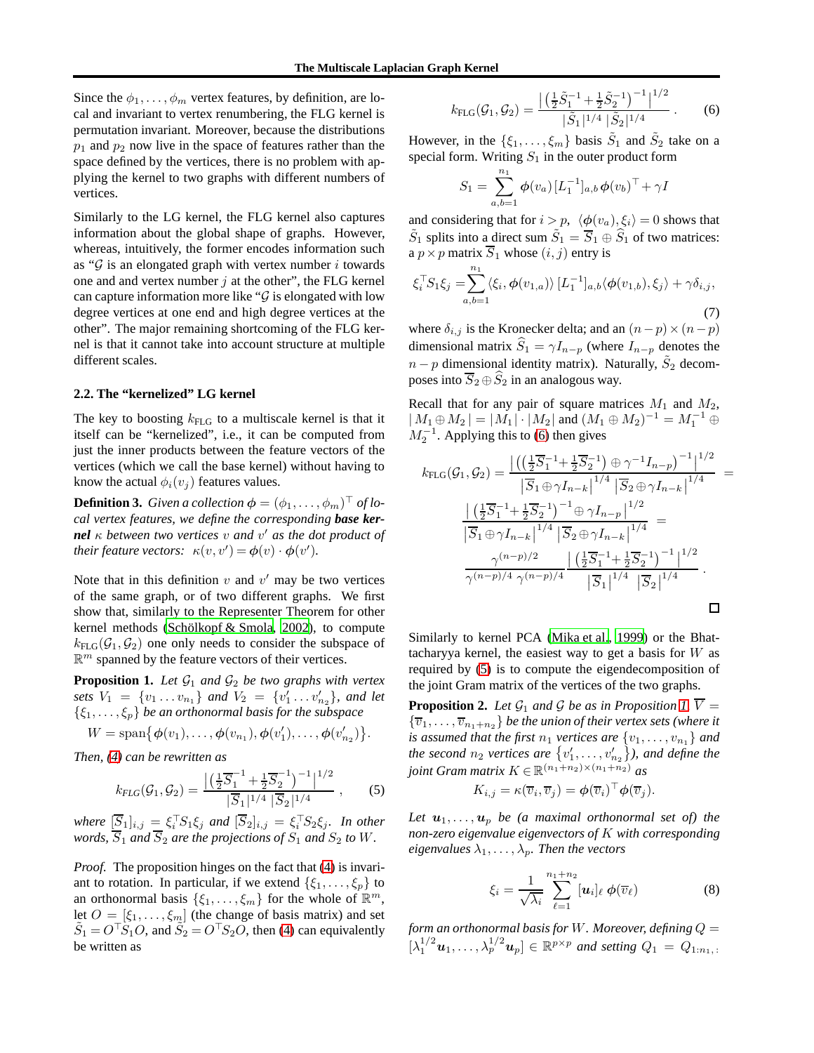Since the $\phi_1, \ldots, \phi_m$ vertex features, by definition, are local and invariant to vertex renumbering, the FLG kernel is permutation invariant. Moreover, because the distributions $p_1$ and $p_2$ now live in the space of features rather than the space defined by the vertices, there is no problem with applying the kernel to two graphs with different numbers of vertices.

Similarly to the LG kernel, the FLG kernel also captures information about the global shape of graphs. However, whereas, intuitively, the former encodes information such as "$\mathcal{G}$ is an elongated graph with vertex number $i$ towards one and and vertex number $j$ at the other", the FLG kernel can capture information more like "$\mathcal{G}$ is elongated with low degree vertices at one end and high degree vertices at the other". The major remaining shortcoming of the FLG kernel is that it cannot take into account structure at multiple different scales.

### 2.2. The "kernelized" LG kernel

The key to boosting $k_{\text{FLG}}$ to a multiscale kernel is that it itself can be "kernelized", i.e., it can be computed from just the inner products between the feature vectors of the vertices (which we call the base kernel) without having to know the actual $\phi_i(v_j)$ features values.

**Definition 3.** *Given a collection $\boldsymbol{\phi} = (\phi_1, \ldots, \phi_m)^\top$ of local vertex features, we define the corresponding* ***base kernel*** *$\kappa$ between two vertices $v$ and $v'$ as the dot product of their feature vectors: $\kappa(v, v') = \boldsymbol{\phi}(v) \cdot \boldsymbol{\phi}(v')$.*

Note that in this definition $v$ and $v'$ may be two vertices of the same graph, or of two different graphs. We first show that, similarly to the Representer Theorem for other kernel methods (Schölkopf & Smola, 2002), to compute $k_{\text{FLG}}(\mathcal{G}_1, \mathcal{G}_2)$ one only needs to consider the subspace of $\mathbb{R}^m$ spanned by the feature vectors of their vertices.

**Proposition 1.** *Let $\mathcal{G}_1$ and $\mathcal{G}_2$ be two graphs with vertex sets $V_1 = \{v_1 \ldots v_{n_1}\}$ and $V_2 = \{v'_1 \ldots v'_{n_2}\}$, and let $\{\xi_1, \ldots, \xi_p\}$ be an orthonormal basis for the subspace*

$$W = \operatorname{span}\{\boldsymbol{\phi}(v_1), \ldots, \boldsymbol{\phi}(v_{n_1}), \boldsymbol{\phi}(v'_1), \ldots, \boldsymbol{\phi}(v'_{n_2})\}.$$

*Then, (4) can be rewritten as*

$$k_{FLG}(\mathcal{G}_1, \mathcal{G}_2) = \frac{\left|\left(\frac{1}{2}\overline{S}_1^{-1} + \frac{1}{2}\overline{S}_2^{-1}\right)^{-1}\right|^{1/2}}{|\overline{S}_1|^{1/4}\,|\overline{S}_2|^{1/4}}, \qquad (5)$$

*where $[\overline{S}_1]_{i,j} = \xi_i^\top S_1 \xi_j$ and $[\overline{S}_2]_{i,j} = \xi_i^\top S_2 \xi_j$. In other words, $\overline{S}_1$ and $\overline{S}_2$ are the projections of $S_1$ and $S_2$ to $W$.*

*Proof.* The proposition hinges on the fact that (4) is invariant to rotation. In particular, if we extend $\{\xi_1, \ldots, \xi_p\}$ to an orthonormal basis $\{\xi_1, \ldots, \xi_m\}$ for the whole of $\mathbb{R}^m$, let $O = [\xi_1, \ldots, \xi_m]$ (the change of basis matrix) and set $\tilde{S}_1 = O^\top S_1 O$, and $\tilde{S}_2 = O^\top S_2 O$, then (4) can equivalently be written as

$$k_{\text{FLG}}(\mathcal{G}_1, \mathcal{G}_2) = \frac{\left|\left(\frac{1}{2}\tilde{S}_1^{-1} + \frac{1}{2}\tilde{S}_2^{-1}\right)^{-1}\right|^{1/2}}{|\tilde{S}_1|^{1/4}\,|\tilde{S}_2|^{1/4}}. \qquad (6)$$

However, in the $\{\xi_1, \ldots, \xi_m\}$ basis $\tilde{S}_1$ and $\tilde{S}_2$ take on a special form. Writing $S_1$ in the outer product form

$$S_1 = \sum_{a,b=1}^{n_1} \boldsymbol{\phi}(v_a)\,[L_1^{-1}]_{a,b}\,\boldsymbol{\phi}(v_b)^\top + \gamma I$$

and considering that for $i > p$, $\langle \boldsymbol{\phi}(v_a), \xi_i \rangle = 0$ shows that $\tilde{S}_1$ splits into a direct sum $\tilde{S}_1 = \overline{S}_1 \oplus \widehat{S}_1$ of two matrices: a $p \times p$ matrix $\overline{S}_1$ whose $(i, j)$ entry is

$$\xi_i^\top S_1 \xi_j = \sum_{a,b=1}^{n_1} \langle \xi_i, \boldsymbol{\phi}(v_{1,a}) \rangle\, [L_1^{-1}]_{a,b} \langle \boldsymbol{\phi}(v_{1,b}), \xi_j \rangle + \gamma \delta_{i,j}, \qquad (7)$$

where $\delta_{i,j}$ is the Kronecker delta; and an $(n-p) \times (n-p)$ dimensional matrix $\widehat{S}_1 = \gamma I_{n-p}$ (where $I_{n-p}$ denotes the $n-p$ dimensional identity matrix). Naturally, $\tilde{S}_2$ decomposes into $\overline{S}_2 \oplus \widehat{S}_2$ in an analogous way.

Recall that for any pair of square matrices $M_1$ and $M_2$, $|M_1 \oplus M_2| = |M_1| \cdot |M_2|$ and $(M_1 \oplus M_2)^{-1} = M_1^{-1} \oplus M_2^{-1}$. Applying this to (6) then gives

$$k_{\text{FLG}}(\mathcal{G}_1, \mathcal{G}_2) = \frac{\left|\left(\left(\frac{1}{2}\overline{S}_1^{-1} + \frac{1}{2}\overline{S}_2^{-1}\right) \oplus \gamma^{-1} I_{n-p}\right)^{-1}\right|^{1/2}}{\left|\overline{S}_1 \oplus \gamma I_{n-k}\right|^{1/4}\left|\overline{S}_2 \oplus \gamma I_{n-k}\right|^{1/4}} =$$

$$\frac{\left|\left(\frac{1}{2}\overline{S}_1^{-1} + \frac{1}{2}\overline{S}_2^{-1}\right)^{-1} \oplus \gamma I_{n-p}\right|^{1/2}}{\left|\overline{S}_1 \oplus \gamma I_{n-k}\right|^{1/4}\left|\overline{S}_2 \oplus \gamma I_{n-k}\right|^{1/4}} =$$

$$\frac{\gamma^{(n-p)/2}}{\gamma^{(n-p)/4}\,\gamma^{(n-p)/4}} \frac{\left|\left(\frac{1}{2}\overline{S}_1^{-1} + \frac{1}{2}\overline{S}_2^{-1}\right)^{-1}\right|^{1/2}}{\left|\overline{S}_1\right|^{1/4}\left|\overline{S}_2\right|^{1/4}}.$$

□

Similarly to kernel PCA (Mika et al., 1999) or the Bhattacharyya kernel, the easiest way to get a basis for $W$ as required by (5) is to compute the eigendecomposition of the joint Gram matrix of the vertices of the two graphs.

**Proposition 2.** *Let $\mathcal{G}_1$ and $\mathcal{G}$ be as in Proposition 1, $\overline{V} = \{\overline{v}_1, \ldots, \overline{v}_{n_1+n_2}\}$ be the union of their vertex sets (where it is assumed that the first $n_1$ vertices are $\{v_1, \ldots, v_{n_1}\}$ and the second $n_2$ vertices are $\{v'_1, \ldots, v'_{n_2}\}$), and define the joint Gram matrix $K \in \mathbb{R}^{(n_1+n_2)\times(n_1+n_2)}$ as*

$$K_{i,j} = \kappa(\overline{v}_i, \overline{v}_j) = \boldsymbol{\phi}(\overline{v}_i)^\top \boldsymbol{\phi}(\overline{v}_j).$$

*Let $\boldsymbol{u}_1, \ldots, \boldsymbol{u}_p$ be (a maximal orthonormal set of) the non-zero eigenvalue eigenvectors of $K$ with corresponding eigenvalues $\lambda_1, \ldots, \lambda_p$. Then the vectors*

$$\xi_i = \frac{1}{\sqrt{\lambda_i}} \sum_{\ell=1}^{n_1+n_2} [\boldsymbol{u}_i]_\ell\, \boldsymbol{\phi}(\overline{v}_\ell) \qquad (8)$$

*form an orthonormal basis for $W$. Moreover, defining $Q = [\lambda_1^{1/2}\boldsymbol{u}_1, \ldots, \lambda_p^{1/2}\boldsymbol{u}_p] \in \mathbb{R}^{p \times p}$ and setting $Q_1 = Q_{1:n_1,:}$*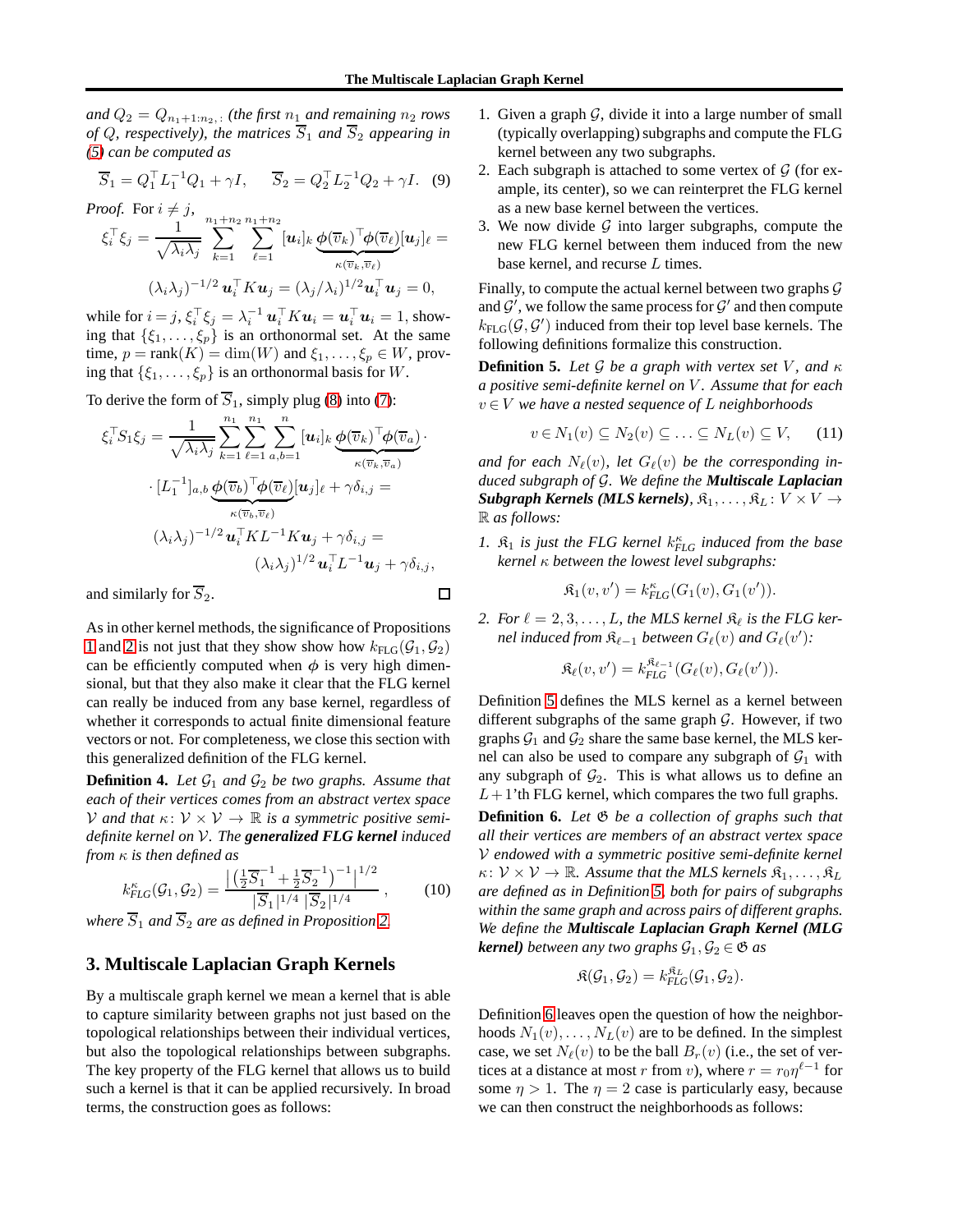*and $Q_2 = Q_{n_1+1:n_2,:}$ (the first $n_1$ and remaining $n_2$ rows of $Q$, respectively), the matrices $\overline{S}_1$ and $\overline{S}_2$ appearing in (5) can be computed as*

$$\overline{S}_1 = Q_1^\top L_1^{-1} Q_1 + \gamma I, \qquad \overline{S}_2 = Q_2^\top L_2^{-1} Q_2 + \gamma I. \quad (9)$$

*Proof.* For $i \neq j$,

$$\xi_i^\top \xi_j = \frac{1}{\sqrt{\lambda_i \lambda_j}} \sum_{k=1}^{n_1+n_2} \sum_{\ell=1}^{n_1+n_2} [\boldsymbol{u}_i]_k \underbrace{\boldsymbol{\phi}(\overline{v}_k)^\top \boldsymbol{\phi}(\overline{v}_\ell)}_{\kappa(\overline{v}_k, \overline{v}_\ell)} [\boldsymbol{u}_j]_\ell =$$

$$(\lambda_i \lambda_j)^{-1/2} \, \boldsymbol{u}_i^\top K \boldsymbol{u}_j = (\lambda_j/\lambda_i)^{1/2} \boldsymbol{u}_i^\top \boldsymbol{u}_j = 0,$$

while for $i = j$, $\xi_i^\top \xi_j = \lambda_i^{-1} \boldsymbol{u}_i^\top K \boldsymbol{u}_i = \boldsymbol{u}_i^\top \boldsymbol{u}_i = 1$, showing that $\{\xi_1, \ldots, \xi_p\}$ is an orthonormal set. At the same time, $p = \text{rank}(K) = \dim(W)$ and $\xi_1, \ldots, \xi_p \in W$, proving that $\{\xi_1, \ldots, \xi_p\}$ is an orthonormal basis for $W$.

To derive the form of $\overline{S}_1$, simply plug (8) into (7):

$$\xi_i^\top S_1 \xi_j = \frac{1}{\sqrt{\lambda_i \lambda_j}} \sum_{k=1}^{n_1} \sum_{\ell=1}^{n_1} \sum_{a,b=1}^{n} [\boldsymbol{u}_i]_k \underbrace{\boldsymbol{\phi}(\overline{v}_k)^\top \boldsymbol{\phi}(\overline{v}_a)}_{\kappa(\overline{v}_k, \overline{v}_a)} \cdot$$

$$\cdot [L_1^{-1}]_{a,b} \underbrace{\boldsymbol{\phi}(\overline{v}_b)^\top \boldsymbol{\phi}(\overline{v}_\ell)}_{\kappa(\overline{v}_b, \overline{v}_\ell)} [\boldsymbol{u}_j]_\ell + \gamma \delta_{i,j} =$$

$$(\lambda_i \lambda_j)^{-1/2} \, \boldsymbol{u}_i^\top K L^{-1} K \boldsymbol{u}_j + \gamma \delta_{i,j} =$$

$$(\lambda_i \lambda_j)^{1/2} \, \boldsymbol{u}_i^\top L^{-1} \boldsymbol{u}_j + \gamma \delta_{i,j},$$

and similarly for $\overline{S}_2$. ☐

As in other kernel methods, the significance of Propositions 1 and 2 is not just that they show show how $k_{\text{FLG}}(\mathcal{G}_1, \mathcal{G}_2)$ can be efficiently computed when $\phi$ is very high dimensional, but that they also make it clear that the FLG kernel can really be induced from any base kernel, regardless of whether it corresponds to actual finite dimensional feature vectors or not. For completeness, we close this section with this generalized definition of the FLG kernel.

**Definition 4.** *Let $\mathcal{G}_1$ and $\mathcal{G}_2$ be two graphs. Assume that each of their vertices comes from an abstract vertex space $\mathcal{V}$ and that $\kappa \colon \mathcal{V} \times \mathcal{V} \to \mathbb{R}$ is a symmetric positive semi-definite kernel on $\mathcal{V}$. The* ***generalized FLG kernel*** *induced from $\kappa$ is then defined as*

$$k_{FLG}^{\kappa}(\mathcal{G}_1, \mathcal{G}_2) = \frac{\left| \left( \frac{1}{2} \overline{S}_1^{-1} + \frac{1}{2} \overline{S}_2^{-1} \right)^{-1} \right|^{1/2}}{|\overline{S}_1|^{1/4} \, |\overline{S}_2|^{1/4}}, \quad (10)$$

*where $\overline{S}_1$ and $\overline{S}_2$ are as defined in Proposition 2.*

## 3. Multiscale Laplacian Graph Kernels

By a multiscale graph kernel we mean a kernel that is able to capture similarity between graphs not just based on the topological relationships between their individual vertices, but also the topological relationships between subgraphs. The key property of the FLG kernel that allows us to build such a kernel is that it can be applied recursively. In broad terms, the construction goes as follows:

1. Given a graph $\mathcal{G}$, divide it into a large number of small (typically overlapping) subgraphs and compute the FLG kernel between any two subgraphs.
2. Each subgraph is attached to some vertex of $\mathcal{G}$ (for example, its center), so we can reinterpret the FLG kernel as a new base kernel between the vertices.
3. We now divide $\mathcal{G}$ into larger subgraphs, compute the new FLG kernel between them induced from the new base kernel, and recurse $L$ times.

Finally, to compute the actual kernel between two graphs $\mathcal{G}$ and $\mathcal{G}'$, we follow the same process for $\mathcal{G}'$ and then compute $k_{\text{FLG}}(\mathcal{G}, \mathcal{G}')$ induced from their top level base kernels. The following definitions formalize this construction.

**Definition 5.** *Let $\mathcal{G}$ be a graph with vertex set $V$, and $\kappa$ a positive semi-definite kernel on $V$. Assume that for each $v \in V$ we have a nested sequence of $L$ neighborhoods*

$$v \in N_1(v) \subseteq N_2(v) \subseteq \ldots \subseteq N_L(v) \subseteq V, \quad (11)$$

*and for each $N_\ell(v)$, let $G_\ell(v)$ be the corresponding induced subgraph of $\mathcal{G}$. We define the* ***Multiscale Laplacian Subgraph Kernels (MLS kernels)****, $\mathfrak{K}_1, \ldots, \mathfrak{K}_L \colon V \times V \to \mathbb{R}$ as follows:*

1. *$\mathfrak{K}_1$ is just the FLG kernel $k_{FLG}^{\kappa}$ induced from the base kernel $\kappa$ between the lowest level subgraphs:*

$$\mathfrak{K}_1(v, v') = k_{FLG}^{\kappa}(G_1(v), G_1(v')).$$

2. *For $\ell = 2, 3, \ldots, L$, the MLS kernel $\mathfrak{K}_\ell$ is the FLG kernel induced from $\mathfrak{K}_{\ell-1}$ between $G_\ell(v)$ and $G_\ell(v')$:*

$$\mathfrak{K}_\ell(v, v') = k_{FLG}^{\mathfrak{K}_{\ell-1}}(G_\ell(v), G_\ell(v')).$$

Definition 5 defines the MLS kernel as a kernel between different subgraphs of the same graph $\mathcal{G}$. However, if two graphs $\mathcal{G}_1$ and $\mathcal{G}_2$ share the same base kernel, the MLS kernel can also be used to compare any subgraph of $\mathcal{G}_1$ with any subgraph of $\mathcal{G}_2$. This is what allows us to define an $L+1$'th FLG kernel, which compares the two full graphs.

**Definition 6.** *Let $\mathfrak{G}$ be a collection of graphs such that all their vertices are members of an abstract vertex space $\mathcal{V}$ endowed with a symmetric positive semi-definite kernel $\kappa \colon \mathcal{V} \times \mathcal{V} \to \mathbb{R}$. Assume that the MLS kernels $\mathfrak{K}_1, \ldots, \mathfrak{K}_L$ are defined as in Definition 5, both for pairs of subgraphs within the same graph and across pairs of different graphs. We define the* ***Multiscale Laplacian Graph Kernel (MLG kernel)*** *between any two graphs $\mathcal{G}_1, \mathcal{G}_2 \in \mathfrak{G}$ as*

$$\mathfrak{K}(\mathcal{G}_1, \mathcal{G}_2) = k_{FLG}^{\mathfrak{K}_L}(\mathcal{G}_1, \mathcal{G}_2).$$

Definition 6 leaves open the question of how the neighborhoods $N_1(v), \ldots, N_L(v)$ are to be defined. In the simplest case, we set $N_\ell(v)$ to be the ball $B_r(v)$ (i.e., the set of vertices at a distance at most $r$ from $v$), where $r = r_0 \eta^{\ell-1}$ for some $\eta > 1$. The $\eta = 2$ case is particularly easy, because we can then construct the neighborhoods as follows: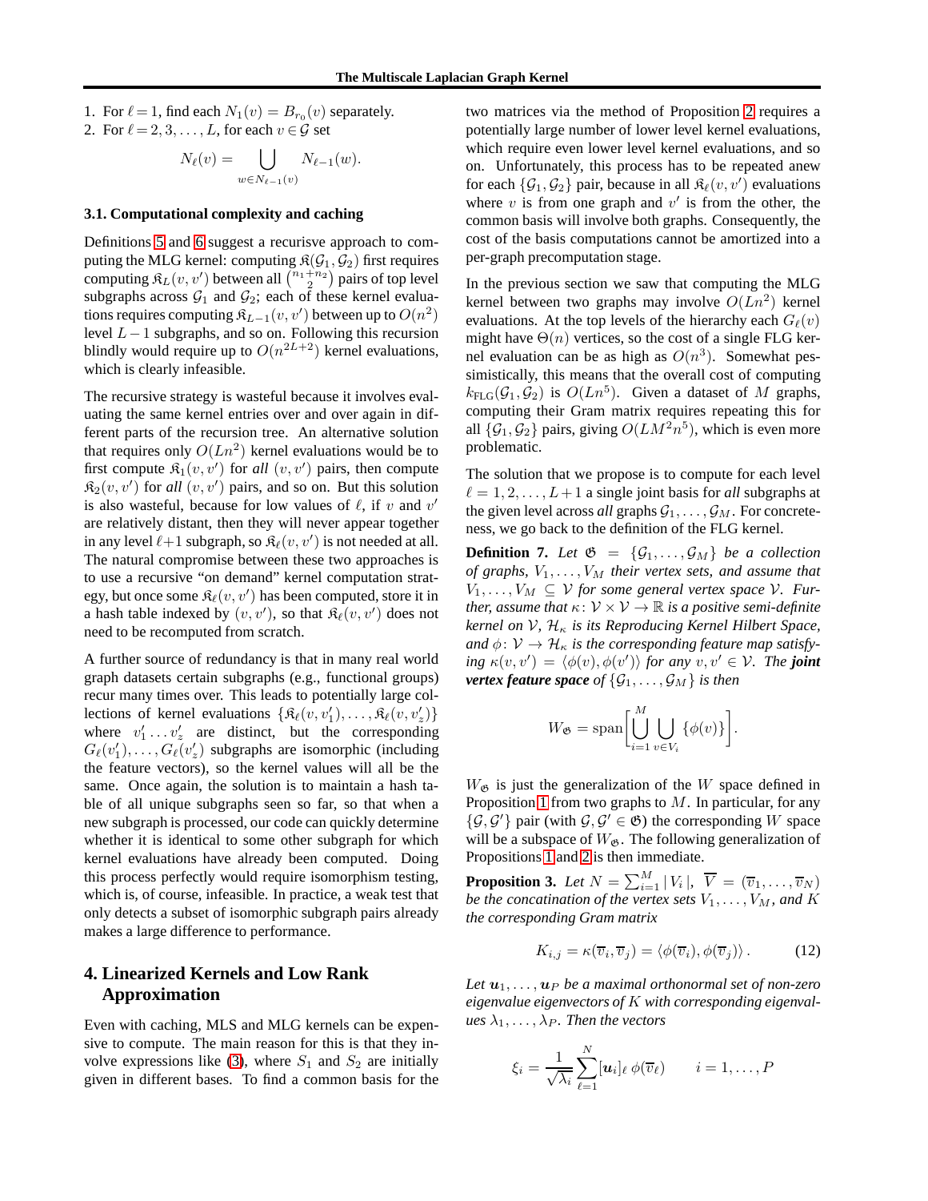1. For $\ell = 1$, find each $N_1(v) = B_{r_0}(v)$ separately.
2. For $\ell = 2, 3, \ldots, L$, for each $v \in \mathcal{G}$ set

$$N_\ell(v) = \bigcup_{w \in N_{\ell-1}(v)} N_{\ell-1}(w).$$

### 3.1. Computational complexity and caching

Definitions 5 and 6 suggest a recurisve approach to computing the MLG kernel: computing $\mathfrak{K}(\mathcal{G}_1, \mathcal{G}_2)$ first requires computing $\mathfrak{K}_L(v, v')$ between all $\binom{n_1+n_2}{2}$ pairs of top level subgraphs across $\mathcal{G}_1$ and $\mathcal{G}_2$; each of these kernel evaluations requires computing $\mathfrak{K}_{L-1}(v, v')$ between up to $O(n^2)$ level $L-1$ subgraphs, and so on. Following this recursion blindly would require up to $O(n^{2L+2})$ kernel evaluations, which is clearly infeasible.

The recursive strategy is wasteful because it involves evaluating the same kernel entries over and over again in different parts of the recursion tree. An alternative solution that requires only $O(Ln^2)$ kernel evaluations would be to first compute $\mathfrak{K}_1(v, v')$ for *all* $(v, v')$ pairs, then compute $\mathfrak{K}_2(v, v')$ for *all* $(v, v')$ pairs, and so on. But this solution is also wasteful, because for low values of $\ell$, if $v$ and $v'$ are relatively distant, then they will never appear together in any level $\ell+1$ subgraph, so $\mathfrak{K}_\ell(v, v')$ is not needed at all. The natural compromise between these two approaches is to use a recursive "on demand" kernel computation strategy, but once some $\mathfrak{K}_\ell(v, v')$ has been computed, store it in a hash table indexed by $(v, v')$, so that $\mathfrak{K}_\ell(v, v')$ does not need to be recomputed from scratch.

A further source of redundancy is that in many real world graph datasets certain subgraphs (e.g., functional groups) recur many times over. This leads to potentially large collections of kernel evaluations $\{\mathfrak{K}_\ell(v, v'_1), \ldots, \mathfrak{K}_\ell(v, v'_z)\}$ where $v'_1 \ldots v'_z$ are distinct, but the corresponding $G_\ell(v'_1), \ldots, G_\ell(v'_z)$ subgraphs are isomorphic (including the feature vectors), so the kernel values will all be the same. Once again, the solution is to maintain a hash table of all unique subgraphs seen so far, so that when a new subgraph is processed, our code can quickly determine whether it is identical to some other subgraph for which kernel evaluations have already been computed. Doing this process perfectly would require isomorphism testing, which is, of course, infeasible. In practice, a weak test that only detects a subset of isomorphic subgraph pairs already makes a large difference to performance.

## 4. Linearized Kernels and Low Rank Approximation

Even with caching, MLS and MLG kernels can be expensive to compute. The main reason for this is that they involve expressions like (3), where $S_1$ and $S_2$ are initially given in different bases. To find a common basis for the two matrices via the method of Proposition 2 requires a potentially large number of lower level kernel evaluations, which require even lower level kernel evaluations, and so on. Unfortunately, this process has to be repeated anew for each $\{\mathcal{G}_1, \mathcal{G}_2\}$ pair, because in all $\mathfrak{K}_\ell(v, v')$ evaluations where $v$ is from one graph and $v'$ is from the other, the common basis will involve both graphs. Consequently, the cost of the basis computations cannot be amortized into a per-graph precomputation stage.

In the previous section we saw that computing the MLG kernel between two graphs may involve $O(Ln^2)$ kernel evaluations. At the top levels of the hierarchy each $G_\ell(v)$ might have $\Theta(n)$ vertices, so the cost of a single FLG kernel evaluation can be as high as $O(n^3)$. Somewhat pessimistically, this means that the overall cost of computing $k_{\text{FLG}}(\mathcal{G}_1, \mathcal{G}_2)$ is $O(Ln^5)$. Given a dataset of $M$ graphs, computing their Gram matrix requires repeating this for all $\{\mathcal{G}_1, \mathcal{G}_2\}$ pairs, giving $O(LM^2n^5)$, which is even more problematic.

The solution that we propose is to compute for each level $\ell = 1, 2, \ldots, L+1$ a single joint basis for *all* subgraphs at the given level across *all* graphs $\mathcal{G}_1, \ldots, \mathcal{G}_M$. For concreteness, we go back to the definition of the FLG kernel.

**Definition 7.** *Let $\mathfrak{G} = \{\mathcal{G}_1, \ldots, \mathcal{G}_M\}$ be a collection of graphs, $V_1, \ldots, V_M$ their vertex sets, and assume that $V_1, \ldots, V_M \subseteq \mathcal{V}$ for some general vertex space $\mathcal{V}$. Further, assume that $\kappa \colon \mathcal{V} \times \mathcal{V} \to \mathbb{R}$ is a positive semi-definite kernel on $\mathcal{V}$, $\mathcal{H}_\kappa$ is its Reproducing Kernel Hilbert Space, and $\phi \colon \mathcal{V} \to \mathcal{H}_\kappa$ is the corresponding feature map satisfying $\kappa(v, v') = \langle \phi(v), \phi(v') \rangle$ for any $v, v' \in \mathcal{V}$. The **joint vertex feature space** of $\{\mathcal{G}_1, \ldots, \mathcal{G}_M\}$ is then*

$$W_{\mathfrak{G}} = \operatorname{span}\Bigg[\bigcup_{i=1}^{M} \bigcup_{v \in V_i} \{\phi(v)\}\Bigg].$$

$W_{\mathfrak{G}}$ is just the generalization of the $W$ space defined in Proposition 1 from two graphs to $M$. In particular, for any $\{\mathcal{G}, \mathcal{G}'\}$ pair (with $\mathcal{G}, \mathcal{G}' \in \mathfrak{G}$) the corresponding $W$ space will be a subspace of $W_{\mathfrak{G}}$. The following generalization of Propositions 1 and 2 is then immediate.

**Proposition 3.** *Let $N = \sum_{i=1}^{M} |V_i|$, $\overline{V} = (\overline{v}_1, \ldots, \overline{v}_N)$ be the concatenation of the vertex sets $V_1, \ldots, V_M$, and $K$ the corresponding Gram matrix*

$$K_{i,j} = \kappa(\overline{v}_i, \overline{v}_j) = \langle \phi(\overline{v}_i), \phi(\overline{v}_j) \rangle. \tag{12}$$

*Let $\boldsymbol{u}_1, \ldots, \boldsymbol{u}_P$ be a maximal orthonormal set of non-zero eigenvalue eigenvectors of $K$ with corresponding eigenvalues $\lambda_1, \ldots, \lambda_P$. Then the vectors*

$$\xi_i = \frac{1}{\sqrt{\lambda_i}} \sum_{\ell=1}^{N} [\boldsymbol{u}_i]_\ell \, \phi(\overline{v}_\ell) \qquad i = 1, \ldots, P$$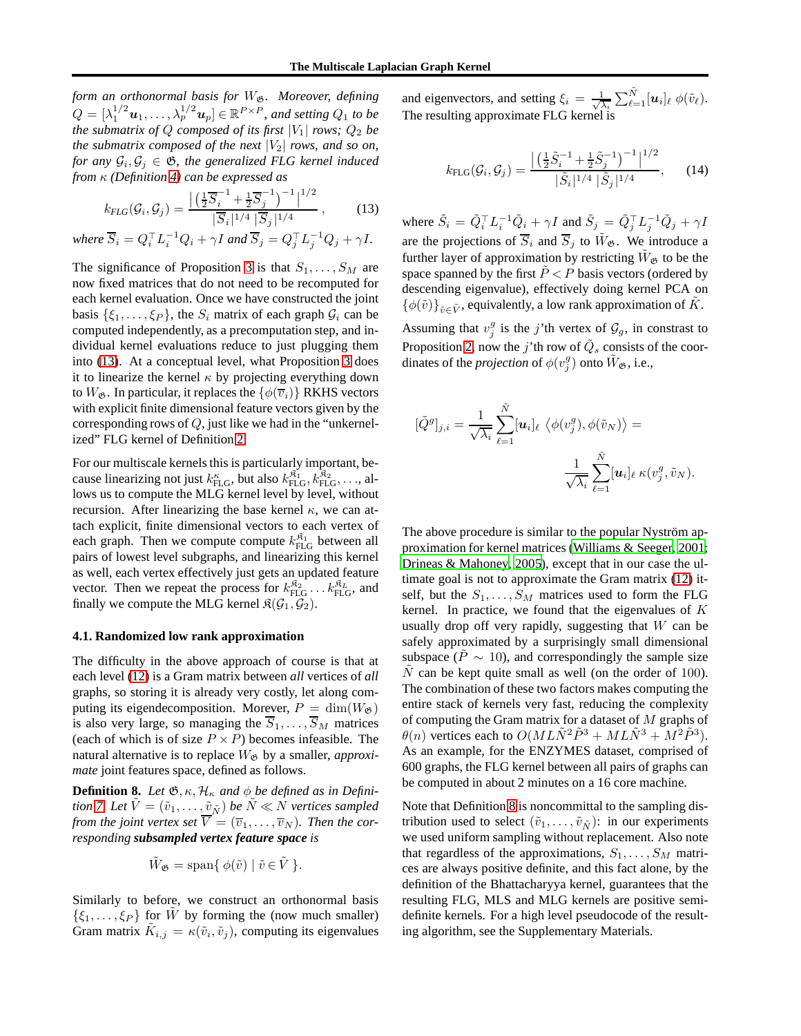*form an orthonormal basis for $W_{\mathfrak{G}}$. Moreover, defining $Q = [\lambda_1^{1/2}\boldsymbol{u}_1, \ldots, \lambda_p^{1/2}\boldsymbol{u}_p] \in \mathbb{R}^{P \times P}$, and setting $Q_1$ to be the submatrix of $Q$ composed of its first $|V_1|$ rows; $Q_2$ be the submatrix composed of the next $|V_2|$ rows, and so on, for any $\mathcal{G}_i, \mathcal{G}_j \in \mathfrak{G}$, the generalized FLG kernel induced from $\kappa$ (Definition 4) can be expressed as*

$$k_{FLG}(\mathcal{G}_i, \mathcal{G}_j) = \frac{\left| \left(\frac{1}{2}\overline{S}_i^{-1} + \frac{1}{2}\overline{S}_j^{-1}\right)^{-1} \right|^{1/2}}{|\overline{S}_i|^{1/4}\, |\overline{S}_j|^{1/4}}, \tag{13}$$

*where $\overline{S}_i = Q_i^\top L_i^{-1} Q_i + \gamma I$ and $\overline{S}_j = Q_j^\top L_j^{-1} Q_j + \gamma I$.*

The significance of Proposition 3 is that $S_1, \ldots, S_M$ are now fixed matrices that do not need to be recomputed for each kernel evaluation. Once we have constructed the joint basis $\{\xi_1, \ldots, \xi_P\}$, the $S_i$ matrix of each graph $\mathcal{G}_i$ can be computed independently, as a precomputation step, and individual kernel evaluations reduce to just plugging them into (13). At a conceptual level, what Proposition 3 does it to linearize the kernel $\kappa$ by projecting everything down to $W_{\mathfrak{G}}$. In particular, it replaces the $\{\phi(\overline{v}_i)\}$ RKHS vectors with explicit finite dimensional feature vectors given by the corresponding rows of $Q$, just like we had in the "unkernelized" FLG kernel of Definition 2.

For our multiscale kernels this is particularly important, because linearizing not just $k_{\text{FLG}}^{\kappa}$, but also $k_{\text{FLG}}^{\mathfrak{K}_1}, k_{\text{FLG}}^{\mathfrak{K}_2}, \ldots$, allows us to compute the MLG kernel level by level, without recursion. After linearizing the base kernel $\kappa$, we can attach explicit, finite dimensional vectors to each vertex of each graph. Then we compute compute $k_{\text{FLG}}^{\mathfrak{K}_1}$ between all pairs of lowest level subgraphs, and linearizing this kernel as well, each vertex effectively just gets an updated feature vector. Then we repeat the process for $k_{\text{FLG}}^{\mathfrak{K}_2} \ldots k_{\text{FLG}}^{\mathfrak{K}_L}$, and finally we compute the MLG kernel $\mathfrak{K}(\mathcal{G}_1, \mathcal{G}_2)$.

### 4.1. Randomized low rank approximation

The difficulty in the above approach of course is that at each level (12) is a Gram matrix between *all* vertices of *all* graphs, so storing it is already very costly, let along computing its eigendecomposition. Morever, $P = \dim(W_{\mathfrak{G}})$ is also very large, so managing the $\overline{S}_1, \ldots, \overline{S}_M$ matrices (each of which is of size $P \times P$) becomes infeasible. The natural alternative is to replace $W_{\mathfrak{G}}$ by a smaller, *approximate* joint features space, defined as follows.

**Definition 8.** *Let $\mathfrak{G}, \kappa, \mathcal{H}_\kappa$ and $\phi$ be defined as in Definition 7. Let $\tilde{V} = (\tilde{v}_1, \ldots, \tilde{v}_{\tilde{N}})$ be $\tilde{N} \ll N$ vertices sampled from the joint vertex set $\overline{V} = (\overline{v}_1, \ldots, \overline{v}_N)$. Then the corresponding* ***subsampled vertex feature space*** *is*

$$\tilde{W}_{\mathfrak{G}} = \text{span}\{\, \phi(\tilde{v}) \mid \tilde{v} \in \tilde{V}\,\}.$$

Similarly to before, we construct an orthonormal basis $\{\xi_1, \ldots, \xi_P\}$ for $\tilde{W}$ by forming the (now much smaller) Gram matrix $\tilde{K}_{i,j} = \kappa(\tilde{v}_i, \tilde{v}_j)$, computing its eigenvalues and eigenvectors, and setting $\xi_i = \frac{1}{\sqrt{\lambda_i}} \sum_{\ell=1}^{\tilde{N}} [\boldsymbol{u}_i]_\ell\, \phi(\tilde{v}_\ell)$. The resulting approximate FLG kernel is

$$k_{\text{FLG}}(\mathcal{G}_i, \mathcal{G}_j) = \frac{\left| \left(\frac{1}{2}\tilde{S}_i^{-1} + \frac{1}{2}\tilde{S}_j^{-1}\right)^{-1} \right|^{1/2}}{|\tilde{S}_i|^{1/4}\, |\tilde{S}_j|^{1/4}}, \tag{14}$$

where $\tilde{S}_i = \tilde{Q}_i^\top L_i^{-1} \tilde{Q}_i + \gamma I$ and $\tilde{S}_j = \tilde{Q}_j^\top L_j^{-1} \tilde{Q}_j + \gamma I$ are the projections of $\overline{S}_i$ and $\overline{S}_j$ to $\tilde{W}_{\mathfrak{G}}$. We introduce a further layer of approximation by restricting $\tilde{W}_{\mathfrak{G}}$ to be the space spanned by the first $\tilde{P} < P$ basis vectors (ordered by descending eigenvalue), effectively doing kernel PCA on $\{\phi(\tilde{v})\}_{\tilde{v} \in \tilde{V}}$, equivalently, a low rank approximation of $\tilde{K}$.

Assuming that $v_j^g$ is the $j$'th vertex of $\mathcal{G}_g$, in constrast to Proposition 2, now the $j$'th row of $\tilde{Q}_s$ consists of the coordinates of the *projection* of $\phi(v_j^g)$ onto $\tilde{W}_{\mathfrak{G}}$, i.e.,

$$[\tilde{Q}^g]_{j,i} = \frac{1}{\sqrt{\lambda_i}} \sum_{\ell=1}^{\tilde{N}} [\boldsymbol{u}_i]_\ell\, \langle \phi(v_j^g), \phi(\tilde{v}_N) \rangle = \frac{1}{\sqrt{\lambda_i}} \sum_{\ell=1}^{\tilde{N}} [\boldsymbol{u}_i]_\ell\, \kappa(v_j^g, \tilde{v}_N).$$

The above procedure is similar to the popular Nyström approximation for kernel matrices (Williams & Seeger, 2001; Drineas & Mahoney, 2005), except that in our case the ultimate goal is not to approximate the Gram matrix (12) itself, but the $S_1, \ldots, S_M$ matrices used to form the FLG kernel. In practice, we found that the eigenvalues of $K$ usually drop off very rapidly, suggesting that $W$ can be safely approximated by a surprisingly small dimensional subspace ($\tilde{P} \sim 10$), and correspondingly the sample size $\tilde{N}$ can be kept quite small as well (on the order of 100). The combination of these two factors makes computing the entire stack of kernels very fast, reducing the complexity of computing the Gram matrix for a dataset of $M$ graphs of $\theta(n)$ vertices each to $O(ML\tilde{N}^2\tilde{P}^3 + ML\tilde{N}^3 + M^2\tilde{P}^3)$. As an example, for the ENZYMES dataset, comprised of 600 graphs, the FLG kernel between all pairs of graphs can be computed in about 2 minutes on a 16 core machine.

Note that Definition 8 is noncommittal to the sampling distribution used to select $(\tilde{v}_1, \ldots, \tilde{v}_{\tilde{N}})$: in our experiments we used uniform sampling without replacement. Also note that regardless of the approximations, $S_1, \ldots, S_M$ matrices are always positive definite, and this fact alone, by the definition of the Bhattacharyya kernel, guarantees that the resulting FLG, MLS and MLG kernels are positive semi-definite kernels. For a high level pseudocode of the resulting algorithm, see the Supplementary Materials.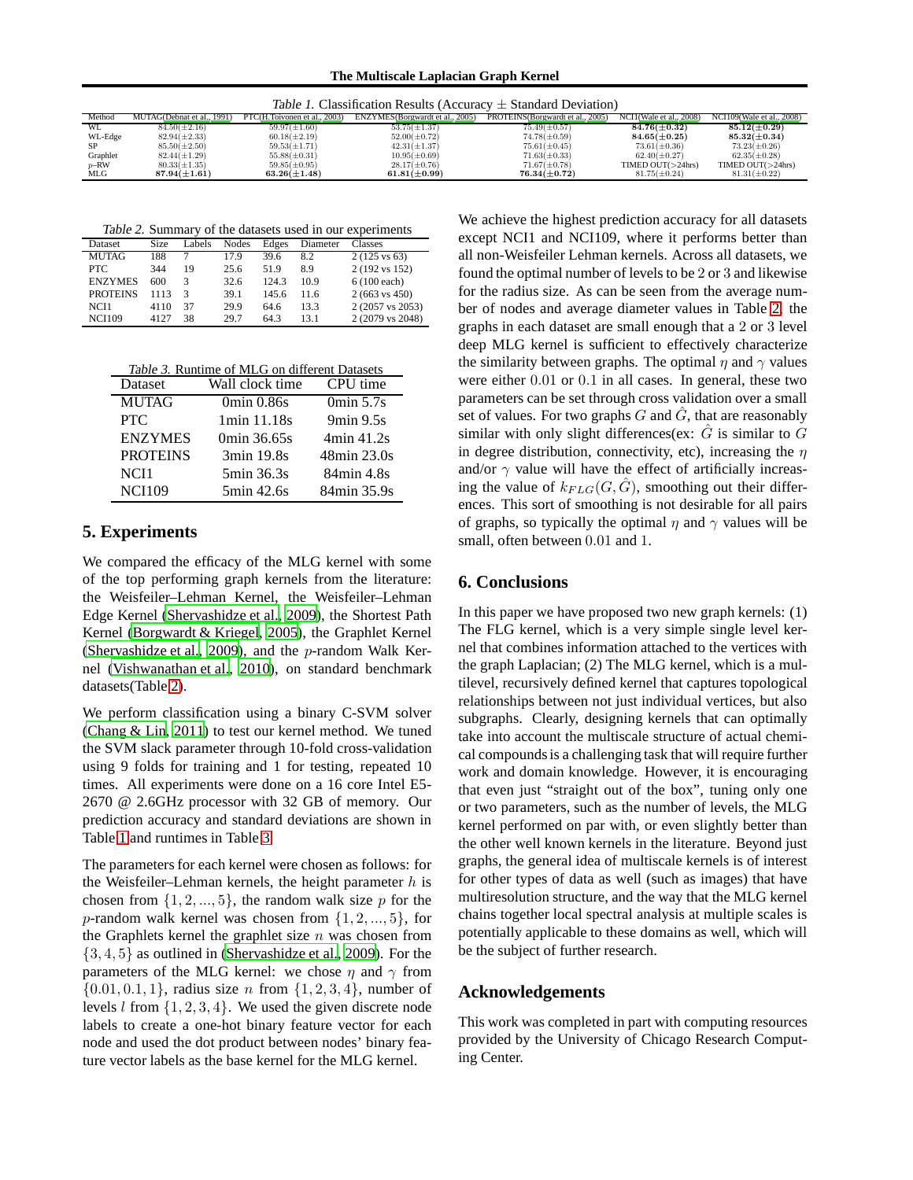*Table 1.* Classification Results (Accuracy ± Standard Deviation)

| Method | MUTAG(Debnat et al., 1991) | PTC(H.Toivonen et al., 2003) | ENZYMES(Borgwardt et al., 2005) | PROTEINS(Borgwardt et al., 2005) | NCI1(Wale et al., 2008) | NCI109(Wale et al., 2008) |
|---|---|---|---|---|---|---|
| WL | 84.50($\pm$2.16) | 59.97($\pm$1.60) | 53.75($\pm$1.37) | 75.49($\pm$0.57) | **84.76($\pm$0.32)** | **85.12($\pm$0.29)** |
| WL-Edge | 82.94($\pm$2.33) | 60.18($\pm$2.19) | 52.00($\pm$0.72) | 74.78($\pm$0.59) | **84.65($\pm$0.25)** | **85.32($\pm$0.34)** |
| SP | 85.50($\pm$2.50) | 59.53($\pm$1.71) | 42.31($\pm$1.37) | 75.61($\pm$0.45) | 73.61($\pm$0.36) | 73.23($\pm$0.26) |
| Graphlet | 82.44($\pm$1.29) | 55.88($\pm$0.31) | 10.95($\pm$0.69) | 71.63($\pm$0.33) | 62.40($\pm$0.27) | 62.35($\pm$0.28) |
| $p$–RW | 80.33($\pm$1.35) | 59.85($\pm$0.95) | 28.17($\pm$0.76) | 71.67($\pm$0.78) | TIMED OUT(>24hrs) | TIMED OUT(>24hrs) |
| MLG | **87.94($\pm$1.61)** | **63.26($\pm$1.48)** | **61.81($\pm$0.99)** | **76.34($\pm$0.72)** | 81.75($\pm$0.24) | 81.31($\pm$0.22) |

*Table 2.* Summary of the datasets used in our experiments

| Dataset | Size | Labels | Nodes | Edges | Diameter | Classes |
|---|---|---|---|---|---|---|
| MUTAG | 188 | 7 | 17.9 | 39.6 | 8.2 | 2 (125 vs 63) |
| PTC | 344 | 19 | 25.6 | 51.9 | 8.9 | 2 (192 vs 152) |
| ENZYMES | 600 | 3 | 32.6 | 124.3 | 10.9 | 6 (100 each) |
| PROTEINS | 1113 | 3 | 39.1 | 145.6 | 11.6 | 2 (663 vs 450) |
| NCI1 | 4110 | 37 | 29.9 | 64.6 | 13.3 | 2 (2057 vs 2053) |
| NCI109 | 4127 | 38 | 29.7 | 64.3 | 13.1 | 2 (2079 vs 2048) |

*Table 3.* Runtime of MLG on different Datasets

| Dataset | Wall clock time | CPU time |
|---|---|---|
| MUTAG | 0min 0.86s | 0min 5.7s |
| PTC | 1min 11.18s | 9min 9.5s |
| ENZYMES | 0min 36.65s | 4min 41.2s |
| PROTEINS | 3min 19.8s | 48min 23.0s |
| NCI1 | 5min 36.3s | 84min 4.8s |
| NCI109 | 5min 42.6s | 84min 35.9s |

## 5. Experiments

We compared the efficacy of the MLG kernel with some of the top performing graph kernels from the literature: the Weisfeiler–Lehman Kernel, the Weisfeiler–Lehman Edge Kernel (Shervashidze et al., 2009), the Shortest Path Kernel (Borgwardt & Kriegel, 2005), the Graphlet Kernel (Shervashidze et al., 2009), and the $p$-random Walk Kernel (Vishwanathan et al., 2010), on standard benchmark datasets(Table 2).

We perform classification using a binary C-SVM solver (Chang & Lin, 2011) to test our kernel method. We tuned the SVM slack parameter through 10-fold cross-validation using 9 folds for training and 1 for testing, repeated 10 times. All experiments were done on a 16 core Intel E5-2670 @ 2.6GHz processor with 32 GB of memory. Our prediction accuracy and standard deviations are shown in Table 1 and runtimes in Table 3.

The parameters for each kernel were chosen as follows: for the Weisfeiler–Lehman kernels, the height parameter $h$ is chosen from $\{1, 2, ..., 5\}$, the random walk size $p$ for the $p$-random walk kernel was chosen from $\{1, 2, ..., 5\}$, for the Graphlets kernel the graphlet size $n$ was chosen from $\{3, 4, 5\}$ as outlined in (Shervashidze et al., 2009). For the parameters of the MLG kernel: we chose $\eta$ and $\gamma$ from $\{0.01, 0.1, 1\}$, radius size $n$ from $\{1, 2, 3, 4\}$, number of levels $l$ from $\{1, 2, 3, 4\}$. We used the given discrete node labels to create a one-hot binary feature vector for each node and used the dot product between nodes' binary feature vector labels as the base kernel for the MLG kernel.

We achieve the highest prediction accuracy for all datasets except NCI1 and NCI109, where it performs better than all non-Weisfeiler Lehman kernels. Across all datasets, we found the optimal number of levels to be 2 or 3 and likewise for the radius size. As can be seen from the average number of nodes and average diameter values in Table 2, the graphs in each dataset are small enough that a 2 or 3 level deep MLG kernel is sufficient to effectively characterize the similarity between graphs. The optimal $\eta$ and $\gamma$ values were either 0.01 or 0.1 in all cases. In general, these two parameters can be set through cross validation over a small set of values. For two graphs $G$ and $\hat{G}$, that are reasonably similar with only slight differences(ex: $\hat{G}$ is similar to $G$ in degree distribution, connectivity, etc), increasing the $\eta$ and/or $\gamma$ value will have the effect of artificially increasing the value of $k_{FLG}(G, \hat{G})$, smoothing out their differences. This sort of smoothing is not desirable for all pairs of graphs, so typically the optimal $\eta$ and $\gamma$ values will be small, often between 0.01 and 1.

## 6. Conclusions

In this paper we have proposed two new graph kernels: (1) The FLG kernel, which is a very simple single level kernel that combines information attached to the vertices with the graph Laplacian; (2) The MLG kernel, which is a multilevel, recursively defined kernel that captures topological relationships between not just individual vertices, but also subgraphs. Clearly, designing kernels that can optimally take into account the multiscale structure of actual chemical compounds is a challenging task that will require further work and domain knowledge. However, it is encouraging that even just "straight out of the box", tuning only one or two parameters, such as the number of levels, the MLG kernel performed on par with, or even slightly better than the other well known kernels in the literature. Beyond just graphs, the general idea of multiscale kernels is of interest for other types of data as well (such as images) that have multiresolution structure, and the way that the MLG kernel chains together local spectral analysis at multiple scales is potentially applicable to these domains as well, which will be the subject of further research.

## Acknowledgements

This work was completed in part with computing resources provided by the University of Chicago Research Computing Center.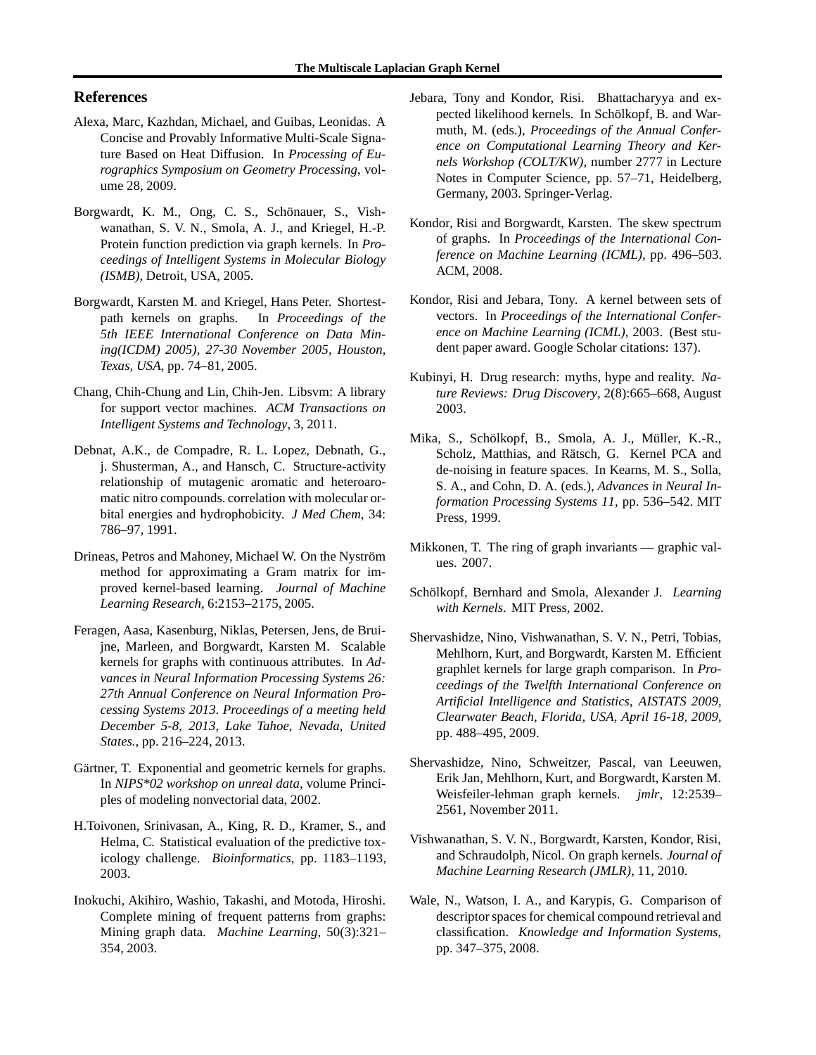## References

Alexa, Marc, Kazhdan, Michael, and Guibas, Leonidas. A Concise and Provably Informative Multi-Scale Signature Based on Heat Diffusion. In *Processing of Eurographics Symposium on Geometry Processing*, volume 28, 2009.

Borgwardt, K. M., Ong, C. S., Schönauer, S., Vishwanathan, S. V. N., Smola, A. J., and Kriegel, H.-P. Protein function prediction via graph kernels. In *Proceedings of Intelligent Systems in Molecular Biology (ISMB)*, Detroit, USA, 2005.

Borgwardt, Karsten M. and Kriegel, Hans Peter. Shortest-path kernels on graphs. In *Proceedings of the 5th IEEE International Conference on Data Mining(ICDM) 2005), 27-30 November 2005, Houston, Texas, USA*, pp. 74–81, 2005.

Chang, Chih-Chung and Lin, Chih-Jen. Libsvm: A library for support vector machines. *ACM Transactions on Intelligent Systems and Technology*, 3, 2011.

Debnat, A.K., de Compadre, R. L. Lopez, Debnath, G., j. Shusterman, A., and Hansch, C. Structure-activity relationship of mutagenic aromatic and heteroaromatic nitro compounds. correlation with molecular orbital energies and hydrophobicity. *J Med Chem*, 34: 786–97, 1991.

Drineas, Petros and Mahoney, Michael W. On the Nyström method for approximating a Gram matrix for improved kernel-based learning. *Journal of Machine Learning Research*, 6:2153–2175, 2005.

Feragen, Aasa, Kasenburg, Niklas, Petersen, Jens, de Bruijne, Marleen, and Borgwardt, Karsten M. Scalable kernels for graphs with continuous attributes. In *Advances in Neural Information Processing Systems 26: 27th Annual Conference on Neural Information Processing Systems 2013. Proceedings of a meeting held December 5-8, 2013, Lake Tahoe, Nevada, United States.*, pp. 216–224, 2013.

Gärtner, T. Exponential and geometric kernels for graphs. In *NIPS*02 workshop on unreal data*, volume Principles of modeling nonvectorial data, 2002.

H.Toivonen, Srinivasan, A., King, R. D., Kramer, S., and Helma, C. Statistical evaluation of the predictive toxicology challenge. *Bioinformatics*, pp. 1183–1193, 2003.

Inokuchi, Akihiro, Washio, Takashi, and Motoda, Hiroshi. Complete mining of frequent patterns from graphs: Mining graph data. *Machine Learning*, 50(3):321–354, 2003.

Jebara, Tony and Kondor, Risi. Bhattacharyya and expected likelihood kernels. In Schölkopf, B. and Warmuth, M. (eds.), *Proceedings of the Annual Conference on Computational Learning Theory and Kernels Workshop (COLT/KW)*, number 2777 in Lecture Notes in Computer Science, pp. 57–71, Heidelberg, Germany, 2003. Springer-Verlag.

Kondor, Risi and Borgwardt, Karsten. The skew spectrum of graphs. In *Proceedings of the International Conference on Machine Learning (ICML)*, pp. 496–503. ACM, 2008.

Kondor, Risi and Jebara, Tony. A kernel between sets of vectors. In *Proceedings of the International Conference on Machine Learning (ICML)*, 2003. (Best student paper award. Google Scholar citations: 137).

Kubinyi, H. Drug research: myths, hype and reality. *Nature Reviews: Drug Discovery*, 2(8):665–668, August 2003.

Mika, S., Schölkopf, B., Smola, A. J., Müller, K.-R., Scholz, Matthias, and Rätsch, G. Kernel PCA and de-noising in feature spaces. In Kearns, M. S., Solla, S. A., and Cohn, D. A. (eds.), *Advances in Neural Information Processing Systems 11*, pp. 536–542. MIT Press, 1999.

Mikkonen, T. The ring of graph invariants — graphic values. 2007.

Schölkopf, Bernhard and Smola, Alexander J. *Learning with Kernels*. MIT Press, 2002.

Shervashidze, Nino, Vishwanathan, S. V. N., Petri, Tobias, Mehlhorn, Kurt, and Borgwardt, Karsten M. Efficient graphlet kernels for large graph comparison. In *Proceedings of the Twelfth International Conference on Artificial Intelligence and Statistics, AISTATS 2009, Clearwater Beach, Florida, USA, April 16-18, 2009*, pp. 488–495, 2009.

Shervashidze, Nino, Schweitzer, Pascal, van Leeuwen, Erik Jan, Mehlhorn, Kurt, and Borgwardt, Karsten M. Weisfeiler-lehman graph kernels. *jmlr*, 12:2539–2561, November 2011.

Vishwanathan, S. V. N., Borgwardt, Karsten, Kondor, Risi, and Schraudolph, Nicol. On graph kernels. *Journal of Machine Learning Research (JMLR)*, 11, 2010.

Wale, N., Watson, I. A., and Karypis, G. Comparison of descriptor spaces for chemical compound retrieval and classification. *Knowledge and Information Systems*, pp. 347–375, 2008.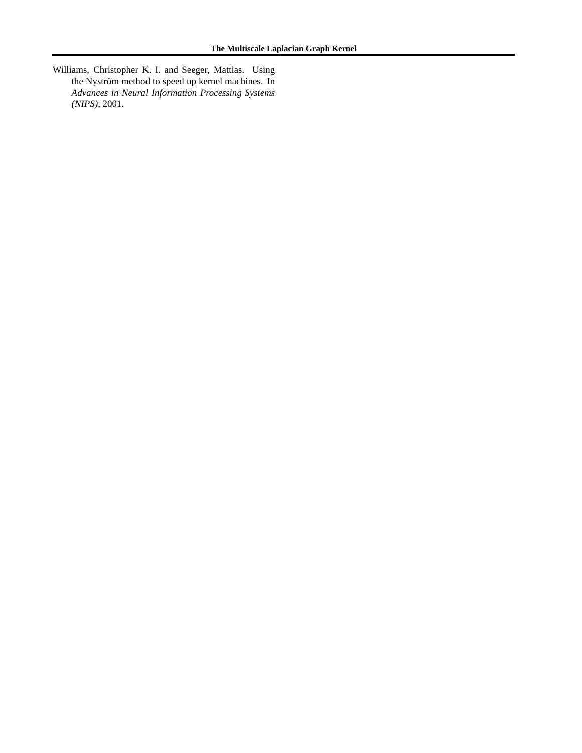Williams, Christopher K. I. and Seeger, Mattias. Using the Nyström method to speed up kernel machines. In *Advances in Neural Information Processing Systems (NIPS)*, 2001.